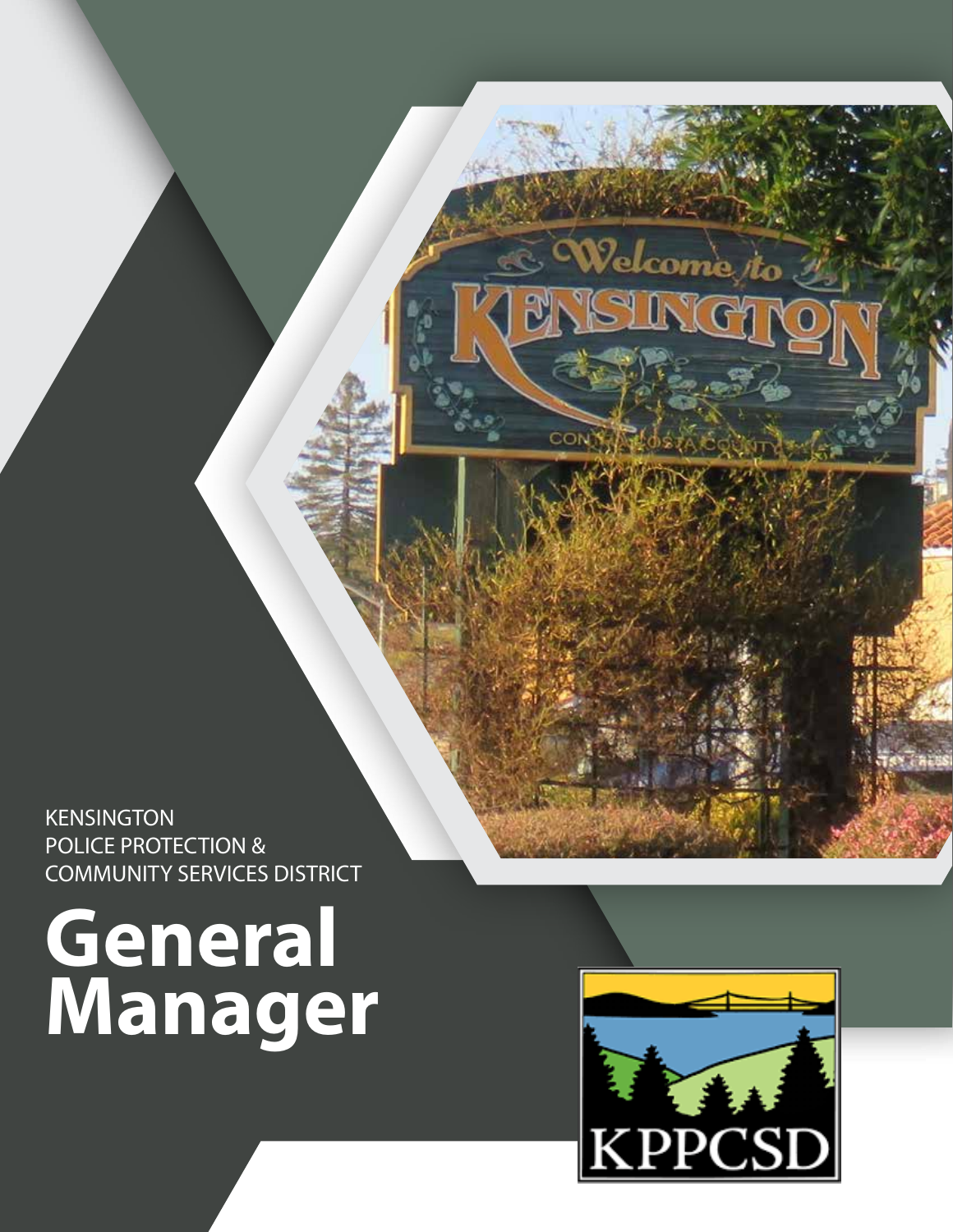KENSINGTON
POLICE PROTECTION &
COMMUNITY SERVICES DISTRICT

# General Manager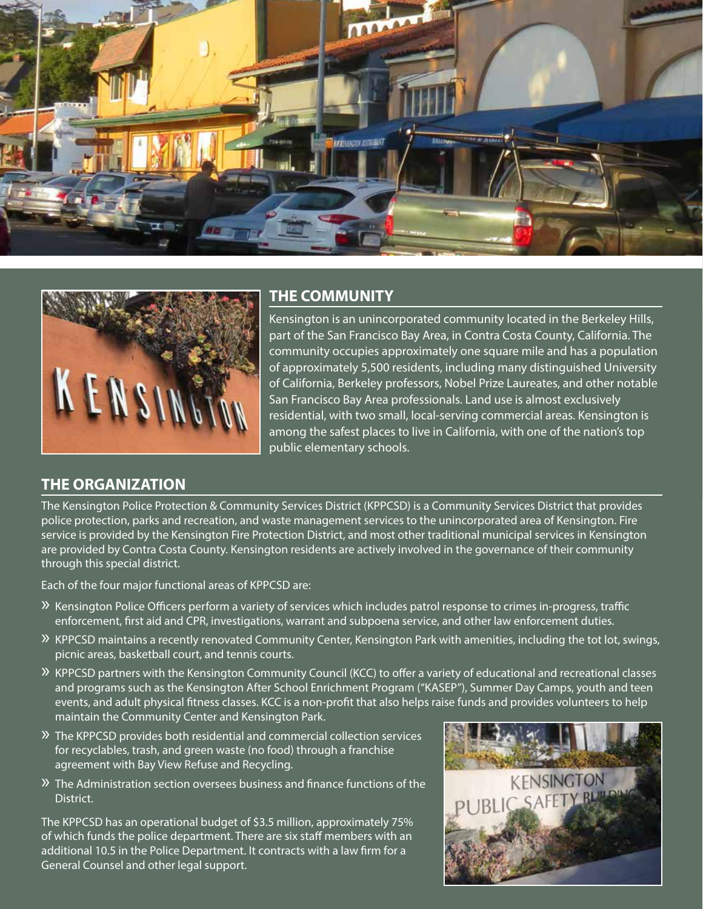## THE COMMUNITY

Kensington is an unincorporated community located in the Berkeley Hills, part of the San Francisco Bay Area, in Contra Costa County, California. The community occupies approximately one square mile and has a population of approximately 5,500 residents, including many distinguished University of California, Berkeley professors, Nobel Prize Laureates, and other notable San Francisco Bay Area professionals. Land use is almost exclusively residential, with two small, local-serving commercial areas. Kensington is among the safest places to live in California, with one of the nation's top public elementary schools.

## THE ORGANIZATION

The Kensington Police Protection & Community Services District (KPPCSD) is a Community Services District that provides police protection, parks and recreation, and waste management services to the unincorporated area of Kensington. Fire service is provided by the Kensington Fire Protection District, and most other traditional municipal services in Kensington are provided by Contra Costa County. Kensington residents are actively involved in the governance of their community through this special district.

Each of the four major functional areas of KPPCSD are:

- Kensington Police Officers perform a variety of services which includes patrol response to crimes in-progress, traffic enforcement, first aid and CPR, investigations, warrant and subpoena service, and other law enforcement duties.
- KPPCSD maintains a recently renovated Community Center, Kensington Park with amenities, including the tot lot, swings, picnic areas, basketball court, and tennis courts.
- KPPCSD partners with the Kensington Community Council (KCC) to offer a variety of educational and recreational classes and programs such as the Kensington After School Enrichment Program ("KASEP"), Summer Day Camps, youth and teen events, and adult physical fitness classes. KCC is a non-profit that also helps raise funds and provides volunteers to help maintain the Community Center and Kensington Park.
- The KPPCSD provides both residential and commercial collection services for recyclables, trash, and green waste (no food) through a franchise agreement with Bay View Refuse and Recycling.
- The Administration section oversees business and finance functions of the District.

The KPPCSD has an operational budget of $3.5 million, approximately 75% of which funds the police department. There are six staff members with an additional 10.5 in the Police Department. It contracts with a law firm for a General Counsel and other legal support.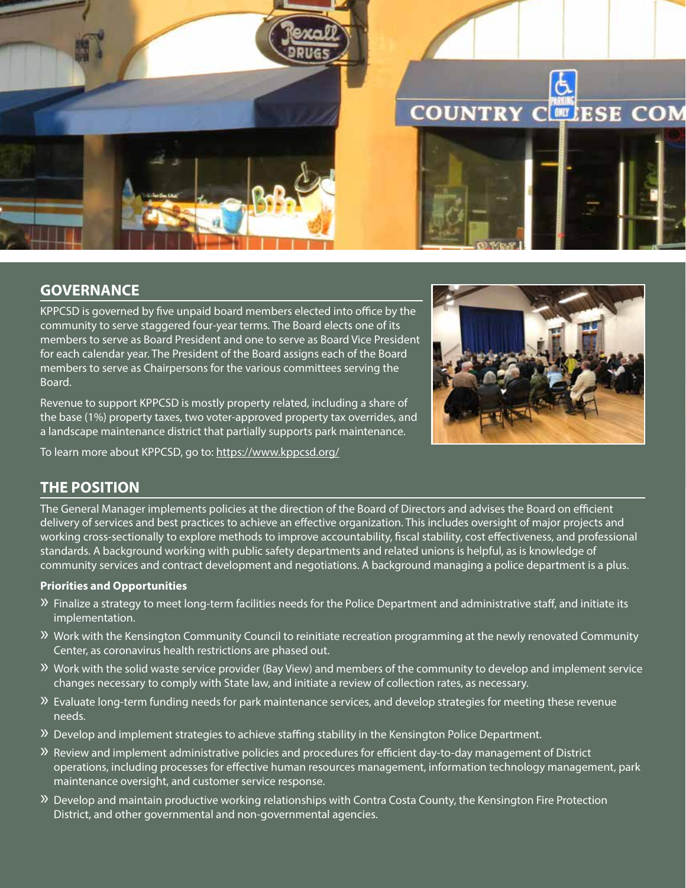## GOVERNANCE

KPPCSD is governed by five unpaid board members elected into office by the community to serve staggered four-year terms. The Board elects one of its members to serve as Board President and one to serve as Board Vice President for each calendar year. The President of the Board assigns each of the Board members to serve as Chairpersons for the various committees serving the Board.

Revenue to support KPPCSD is mostly property related, including a share of the base (1%) property taxes, two voter-approved property tax overrides, and a landscape maintenance district that partially supports park maintenance.

To learn more about KPPCSD, go to: https://www.kppcsd.org/

## THE POSITION

The General Manager implements policies at the direction of the Board of Directors and advises the Board on efficient delivery of services and best practices to achieve an effective organization. This includes oversight of major projects and working cross-sectionally to explore methods to improve accountability, fiscal stability, cost effectiveness, and professional standards. A background working with public safety departments and related unions is helpful, as is knowledge of community services and contract development and negotiations. A background managing a police department is a plus.

**Priorities and Opportunities**

- Finalize a strategy to meet long-term facilities needs for the Police Department and administrative staff, and initiate its implementation.
- Work with the Kensington Community Council to reinitiate recreation programming at the newly renovated Community Center, as coronavirus health restrictions are phased out.
- Work with the solid waste service provider (Bay View) and members of the community to develop and implement service changes necessary to comply with State law, and initiate a review of collection rates, as necessary.
- Evaluate long-term funding needs for park maintenance services, and develop strategies for meeting these revenue needs.
- Develop and implement strategies to achieve staffing stability in the Kensington Police Department.
- Review and implement administrative policies and procedures for efficient day-to-day management of District operations, including processes for effective human resources management, information technology management, park maintenance oversight, and customer service response.
- Develop and maintain productive working relationships with Contra Costa County, the Kensington Fire Protection District, and other governmental and non-governmental agencies.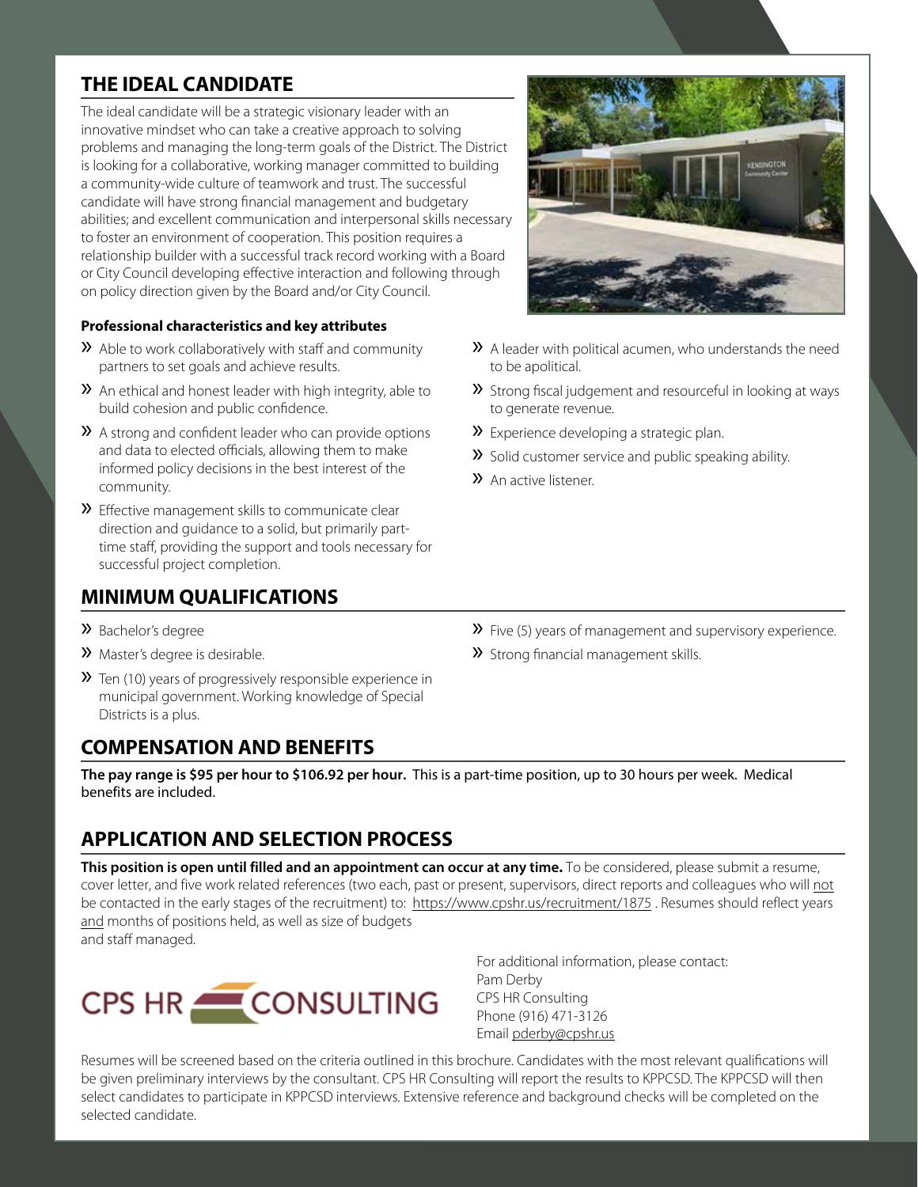## THE IDEAL CANDIDATE

The ideal candidate will be a strategic visionary leader with an innovative mindset who can take a creative approach to solving problems and managing the long-term goals of the District. The District is looking for a collaborative, working manager committed to building a community-wide culture of teamwork and trust. The successful candidate will have strong financial management and budgetary abilities; and excellent communication and interpersonal skills necessary to foster an environment of cooperation. This position requires a relationship builder with a successful track record working with a Board or City Council developing effective interaction and following through on policy direction given by the Board and/or City Council.

**Professional characteristics and key attributes**

- Able to work collaboratively with staff and community partners to set goals and achieve results.
- An ethical and honest leader with high integrity, able to build cohesion and public confidence.
- A strong and confident leader who can provide options and data to elected officials, allowing them to make informed policy decisions in the best interest of the community.
- Effective management skills to communicate clear direction and guidance to a solid, but primarily part-time staff, providing the support and tools necessary for successful project completion.
- A leader with political acumen, who understands the need to be apolitical.
- Strong fiscal judgement and resourceful in looking at ways to generate revenue.
- Experience developing a strategic plan.
- Solid customer service and public speaking ability.
- An active listener.

## MINIMUM QUALIFICATIONS

- Bachelor's degree
- Master's degree is desirable.
- Ten (10) years of progressively responsible experience in municipal government. Working knowledge of Special Districts is a plus.
- Five (5) years of management and supervisory experience.
- Strong financial management skills.

## COMPENSATION AND BENEFITS

**The pay range is $95 per hour to $106.92 per hour.** This is a part-time position, up to 30 hours per week. Medical benefits are included.

## APPLICATION AND SELECTION PROCESS

**This position is open until filled and an appointment can occur at any time.** To be considered, please submit a resume, cover letter, and five work related references (two each, past or present, supervisors, direct reports and colleagues who will not be contacted in the early stages of the recruitment) to: https://www.cpshr.us/recruitment/1875 . Resumes should reflect years and months of positions held, as well as size of budgets and staff managed.

CPS HR CONSULTING

For additional information, please contact:
Pam Derby
CPS HR Consulting
Phone (916) 471-3126
Email pderby@cpshr.us

Resumes will be screened based on the criteria outlined in this brochure. Candidates with the most relevant qualifications will be given preliminary interviews by the consultant. CPS HR Consulting will report the results to KPPCSD. The KPPCSD will then select candidates to participate in KPPCSD interviews. Extensive reference and background checks will be completed on the selected candidate.